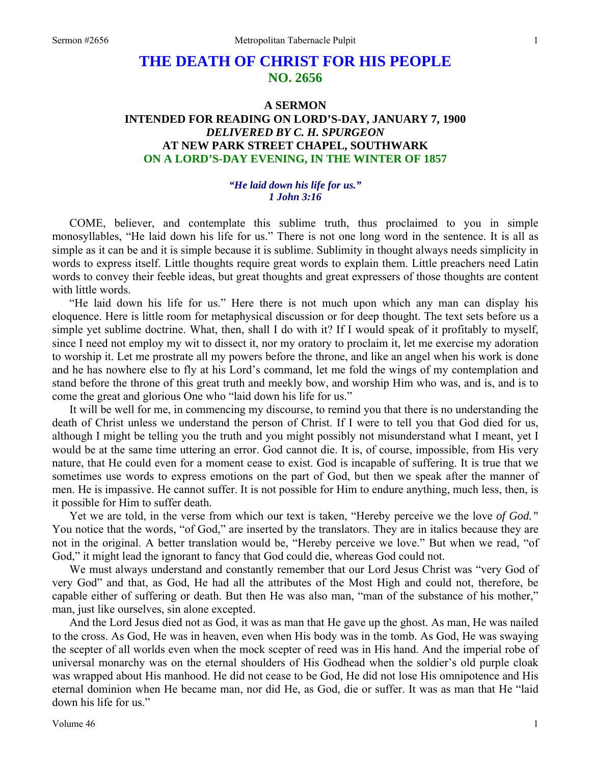# THE DEATH OF CHRIST FOR HIS PEOPLE
## NO. 2656

### A SERMON
### INTENDED FOR READING ON LORD'S-DAY, JANUARY 7, 1900
### *DELIVERED BY C. H. SPURGEON*
### AT NEW PARK STREET CHAPEL, SOUTHWARK
### ON A LORD'S-DAY EVENING, IN THE WINTER OF 1857

***"He laid down his life for us."***
***1 John 3:16***

COME, believer, and contemplate this sublime truth, thus proclaimed to you in simple monosyllables, "He laid down his life for us." There is not one long word in the sentence. It is all as simple as it can be and it is simple because it is sublime. Sublimity in thought always needs simplicity in words to express itself. Little thoughts require great words to explain them. Little preachers need Latin words to convey their feeble ideas, but great thoughts and great expressers of those thoughts are content with little words.

"He laid down his life for us." Here there is not much upon which any man can display his eloquence. Here is little room for metaphysical discussion or for deep thought. The text sets before us a simple yet sublime doctrine. What, then, shall I do with it? If I would speak of it profitably to myself, since I need not employ my wit to dissect it, nor my oratory to proclaim it, let me exercise my adoration to worship it. Let me prostrate all my powers before the throne, and like an angel when his work is done and he has nowhere else to fly at his Lord's command, let me fold the wings of my contemplation and stand before the throne of this great truth and meekly bow, and worship Him who was, and is, and is to come the great and glorious One who "laid down his life for us."

It will be well for me, in commencing my discourse, to remind you that there is no understanding the death of Christ unless we understand the person of Christ. If I were to tell you that God died for us, although I might be telling you the truth and you might possibly not misunderstand what I meant, yet I would be at the same time uttering an error. God cannot die. It is, of course, impossible, from His very nature, that He could even for a moment cease to exist. God is incapable of suffering. It is true that we sometimes use words to express emotions on the part of God, but then we speak after the manner of men. He is impassive. He cannot suffer. It is not possible for Him to endure anything, much less, then, is it possible for Him to suffer death.

Yet we are told, in the verse from which our text is taken, "Hereby perceive we the love *of God."* You notice that the words, "of God," are inserted by the translators. They are in italics because they are not in the original. A better translation would be, "Hereby perceive we love." But when we read, "of God," it might lead the ignorant to fancy that God could die, whereas God could not.

We must always understand and constantly remember that our Lord Jesus Christ was "very God of very God" and that, as God, He had all the attributes of the Most High and could not, therefore, be capable either of suffering or death. But then He was also man, "man of the substance of his mother," man, just like ourselves, sin alone excepted.

And the Lord Jesus died not as God, it was as man that He gave up the ghost. As man, He was nailed to the cross. As God, He was in heaven, even when His body was in the tomb. As God, He was swaying the scepter of all worlds even when the mock scepter of reed was in His hand. And the imperial robe of universal monarchy was on the eternal shoulders of His Godhead when the soldier's old purple cloak was wrapped about His manhood. He did not cease to be God, He did not lose His omnipotence and His eternal dominion when He became man, nor did He, as God, die or suffer. It was as man that He "laid down his life for us."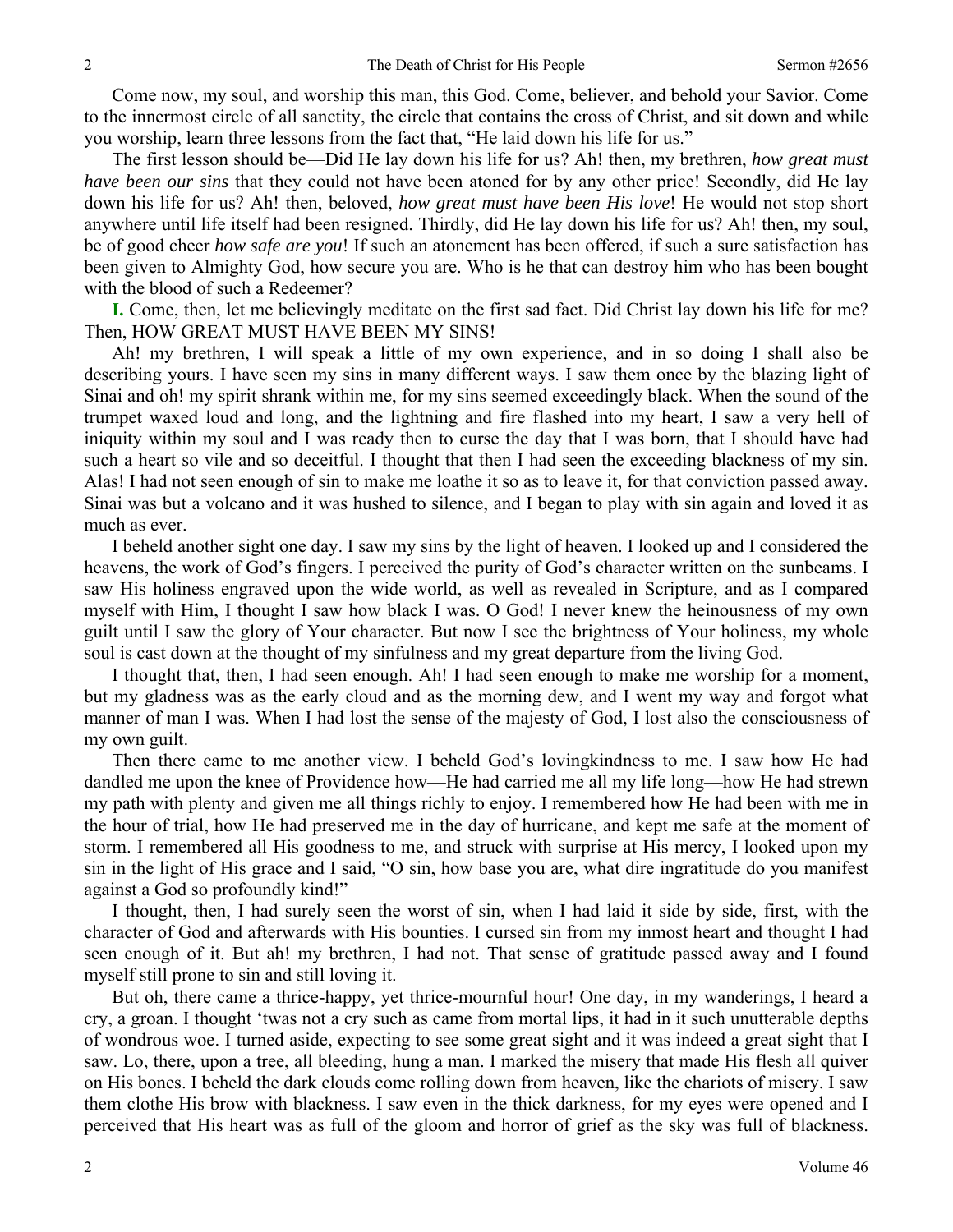Come now, my soul, and worship this man, this God. Come, believer, and behold your Savior. Come to the innermost circle of all sanctity, the circle that contains the cross of Christ, and sit down and while you worship, learn three lessons from the fact that, "He laid down his life for us."

The first lesson should be—Did He lay down his life for us? Ah! then, my brethren, *how great must have been our sins* that they could not have been atoned for by any other price! Secondly, did He lay down his life for us? Ah! then, beloved, *how great must have been His love*! He would not stop short anywhere until life itself had been resigned. Thirdly, did He lay down his life for us? Ah! then, my soul, be of good cheer *how safe are you*! If such an atonement has been offered, if such a sure satisfaction has been given to Almighty God, how secure you are. Who is he that can destroy him who has been bought with the blood of such a Redeemer?

**I.** Come, then, let me believingly meditate on the first sad fact. Did Christ lay down his life for me? Then, HOW GREAT MUST HAVE BEEN MY SINS!

Ah! my brethren, I will speak a little of my own experience, and in so doing I shall also be describing yours. I have seen my sins in many different ways. I saw them once by the blazing light of Sinai and oh! my spirit shrank within me, for my sins seemed exceedingly black. When the sound of the trumpet waxed loud and long, and the lightning and fire flashed into my heart, I saw a very hell of iniquity within my soul and I was ready then to curse the day that I was born, that I should have had such a heart so vile and so deceitful. I thought that then I had seen the exceeding blackness of my sin. Alas! I had not seen enough of sin to make me loathe it so as to leave it, for that conviction passed away. Sinai was but a volcano and it was hushed to silence, and I began to play with sin again and loved it as much as ever.

I beheld another sight one day. I saw my sins by the light of heaven. I looked up and I considered the heavens, the work of God's fingers. I perceived the purity of God's character written on the sunbeams. I saw His holiness engraved upon the wide world, as well as revealed in Scripture, and as I compared myself with Him, I thought I saw how black I was. O God! I never knew the heinousness of my own guilt until I saw the glory of Your character. But now I see the brightness of Your holiness, my whole soul is cast down at the thought of my sinfulness and my great departure from the living God.

I thought that, then, I had seen enough. Ah! I had seen enough to make me worship for a moment, but my gladness was as the early cloud and as the morning dew, and I went my way and forgot what manner of man I was. When I had lost the sense of the majesty of God, I lost also the consciousness of my own guilt.

Then there came to me another view. I beheld God's lovingkindness to me. I saw how He had dandled me upon the knee of Providence how—He had carried me all my life long—how He had strewn my path with plenty and given me all things richly to enjoy. I remembered how He had been with me in the hour of trial, how He had preserved me in the day of hurricane, and kept me safe at the moment of storm. I remembered all His goodness to me, and struck with surprise at His mercy, I looked upon my sin in the light of His grace and I said, "O sin, how base you are, what dire ingratitude do you manifest against a God so profoundly kind!"

I thought, then, I had surely seen the worst of sin, when I had laid it side by side, first, with the character of God and afterwards with His bounties. I cursed sin from my inmost heart and thought I had seen enough of it. But ah! my brethren, I had not. That sense of gratitude passed away and I found myself still prone to sin and still loving it.

But oh, there came a thrice-happy, yet thrice-mournful hour! One day, in my wanderings, I heard a cry, a groan. I thought 'twas not a cry such as came from mortal lips, it had in it such unutterable depths of wondrous woe. I turned aside, expecting to see some great sight and it was indeed a great sight that I saw. Lo, there, upon a tree, all bleeding, hung a man. I marked the misery that made His flesh all quiver on His bones. I beheld the dark clouds come rolling down from heaven, like the chariots of misery. I saw them clothe His brow with blackness. I saw even in the thick darkness, for my eyes were opened and I perceived that His heart was as full of the gloom and horror of grief as the sky was full of blackness.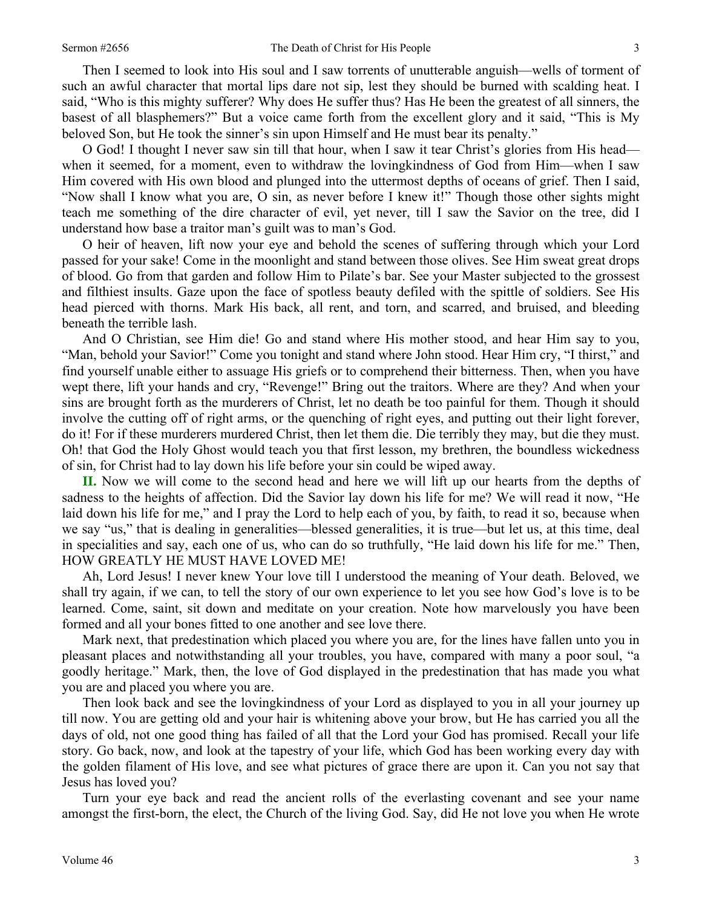Then I seemed to look into His soul and I saw torrents of unutterable anguish—wells of torment of such an awful character that mortal lips dare not sip, lest they should be burned with scalding heat. I said, "Who is this mighty sufferer? Why does He suffer thus? Has He been the greatest of all sinners, the basest of all blasphemers?" But a voice came forth from the excellent glory and it said, "This is My beloved Son, but He took the sinner's sin upon Himself and He must bear its penalty."

O God! I thought I never saw sin till that hour, when I saw it tear Christ's glories from His head—when it seemed, for a moment, even to withdraw the lovingkindness of God from Him—when I saw Him covered with His own blood and plunged into the uttermost depths of oceans of grief. Then I said, "Now shall I know what you are, O sin, as never before I knew it!" Though those other sights might teach me something of the dire character of evil, yet never, till I saw the Savior on the tree, did I understand how base a traitor man's guilt was to man's God.

O heir of heaven, lift now your eye and behold the scenes of suffering through which your Lord passed for your sake! Come in the moonlight and stand between those olives. See Him sweat great drops of blood. Go from that garden and follow Him to Pilate's bar. See your Master subjected to the grossest and filthiest insults. Gaze upon the face of spotless beauty defiled with the spittle of soldiers. See His head pierced with thorns. Mark His back, all rent, and torn, and scarred, and bruised, and bleeding beneath the terrible lash.

And O Christian, see Him die! Go and stand where His mother stood, and hear Him say to you, "Man, behold your Savior!" Come you tonight and stand where John stood. Hear Him cry, "I thirst," and find yourself unable either to assuage His griefs or to comprehend their bitterness. Then, when you have wept there, lift your hands and cry, "Revenge!" Bring out the traitors. Where are they? And when your sins are brought forth as the murderers of Christ, let no death be too painful for them. Though it should involve the cutting off of right arms, or the quenching of right eyes, and putting out their light forever, do it! For if these murderers murdered Christ, then let them die. Die terribly they may, but die they must. Oh! that God the Holy Ghost would teach you that first lesson, my brethren, the boundless wickedness of sin, for Christ had to lay down his life before your sin could be wiped away.

**II.** Now we will come to the second head and here we will lift up our hearts from the depths of sadness to the heights of affection. Did the Savior lay down his life for me? We will read it now, "He laid down his life for me," and I pray the Lord to help each of you, by faith, to read it so, because when we say "us," that is dealing in generalities—blessed generalities, it is true—but let us, at this time, deal in specialities and say, each one of us, who can do so truthfully, "He laid down his life for me." Then, HOW GREATLY HE MUST HAVE LOVED ME!

Ah, Lord Jesus! I never knew Your love till I understood the meaning of Your death. Beloved, we shall try again, if we can, to tell the story of our own experience to let you see how God's love is to be learned. Come, saint, sit down and meditate on your creation. Note how marvelously you have been formed and all your bones fitted to one another and see love there.

Mark next, that predestination which placed you where you are, for the lines have fallen unto you in pleasant places and notwithstanding all your troubles, you have, compared with many a poor soul, "a goodly heritage." Mark, then, the love of God displayed in the predestination that has made you what you are and placed you where you are.

Then look back and see the lovingkindness of your Lord as displayed to you in all your journey up till now. You are getting old and your hair is whitening above your brow, but He has carried you all the days of old, not one good thing has failed of all that the Lord your God has promised. Recall your life story. Go back, now, and look at the tapestry of your life, which God has been working every day with the golden filament of His love, and see what pictures of grace there are upon it. Can you not say that Jesus has loved you?

Turn your eye back and read the ancient rolls of the everlasting covenant and see your name amongst the first-born, the elect, the Church of the living God. Say, did He not love you when He wrote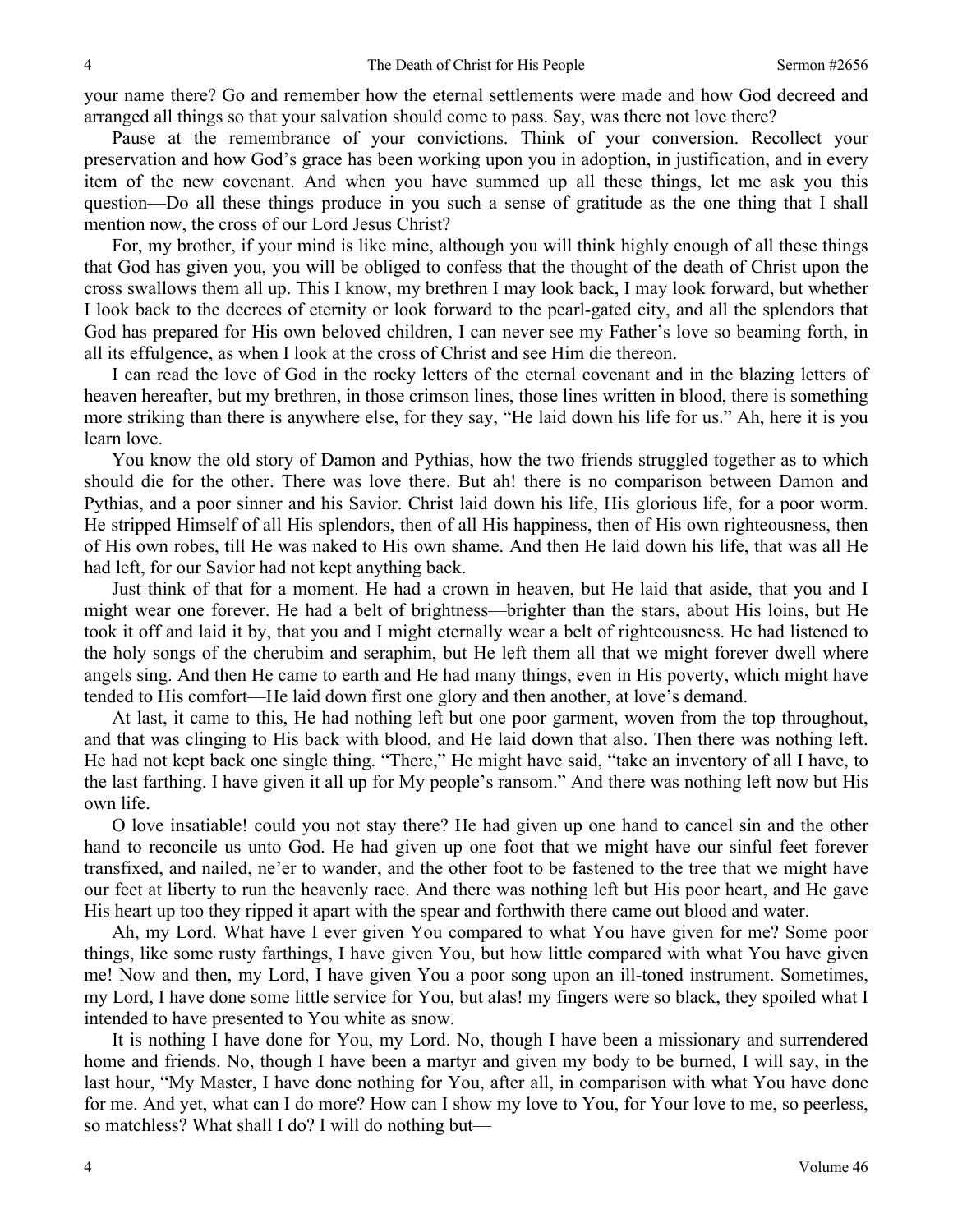your name there? Go and remember how the eternal settlements were made and how God decreed and arranged all things so that your salvation should come to pass. Say, was there not love there?

Pause at the remembrance of your convictions. Think of your conversion. Recollect your preservation and how God's grace has been working upon you in adoption, in justification, and in every item of the new covenant. And when you have summed up all these things, let me ask you this question—Do all these things produce in you such a sense of gratitude as the one thing that I shall mention now, the cross of our Lord Jesus Christ?

For, my brother, if your mind is like mine, although you will think highly enough of all these things that God has given you, you will be obliged to confess that the thought of the death of Christ upon the cross swallows them all up. This I know, my brethren I may look back, I may look forward, but whether I look back to the decrees of eternity or look forward to the pearl-gated city, and all the splendors that God has prepared for His own beloved children, I can never see my Father's love so beaming forth, in all its effulgence, as when I look at the cross of Christ and see Him die thereon.

I can read the love of God in the rocky letters of the eternal covenant and in the blazing letters of heaven hereafter, but my brethren, in those crimson lines, those lines written in blood, there is something more striking than there is anywhere else, for they say, "He laid down his life for us." Ah, here it is you learn love.

You know the old story of Damon and Pythias, how the two friends struggled together as to which should die for the other. There was love there. But ah! there is no comparison between Damon and Pythias, and a poor sinner and his Savior. Christ laid down his life, His glorious life, for a poor worm. He stripped Himself of all His splendors, then of all His happiness, then of His own righteousness, then of His own robes, till He was naked to His own shame. And then He laid down his life, that was all He had left, for our Savior had not kept anything back.

Just think of that for a moment. He had a crown in heaven, but He laid that aside, that you and I might wear one forever. He had a belt of brightness—brighter than the stars, about His loins, but He took it off and laid it by, that you and I might eternally wear a belt of righteousness. He had listened to the holy songs of the cherubim and seraphim, but He left them all that we might forever dwell where angels sing. And then He came to earth and He had many things, even in His poverty, which might have tended to His comfort—He laid down first one glory and then another, at love's demand.

At last, it came to this, He had nothing left but one poor garment, woven from the top throughout, and that was clinging to His back with blood, and He laid down that also. Then there was nothing left. He had not kept back one single thing. "There," He might have said, "take an inventory of all I have, to the last farthing. I have given it all up for My people's ransom." And there was nothing left now but His own life.

O love insatiable! could you not stay there? He had given up one hand to cancel sin and the other hand to reconcile us unto God. He had given up one foot that we might have our sinful feet forever transfixed, and nailed, ne'er to wander, and the other foot to be fastened to the tree that we might have our feet at liberty to run the heavenly race. And there was nothing left but His poor heart, and He gave His heart up too they ripped it apart with the spear and forthwith there came out blood and water.

Ah, my Lord. What have I ever given You compared to what You have given for me? Some poor things, like some rusty farthings, I have given You, but how little compared with what You have given me! Now and then, my Lord, I have given You a poor song upon an ill-toned instrument. Sometimes, my Lord, I have done some little service for You, but alas! my fingers were so black, they spoiled what I intended to have presented to You white as snow.

It is nothing I have done for You, my Lord. No, though I have been a missionary and surrendered home and friends. No, though I have been a martyr and given my body to be burned, I will say, in the last hour, "My Master, I have done nothing for You, after all, in comparison with what You have done for me. And yet, what can I do more? How can I show my love to You, for Your love to me, so peerless, so matchless? What shall I do? I will do nothing but—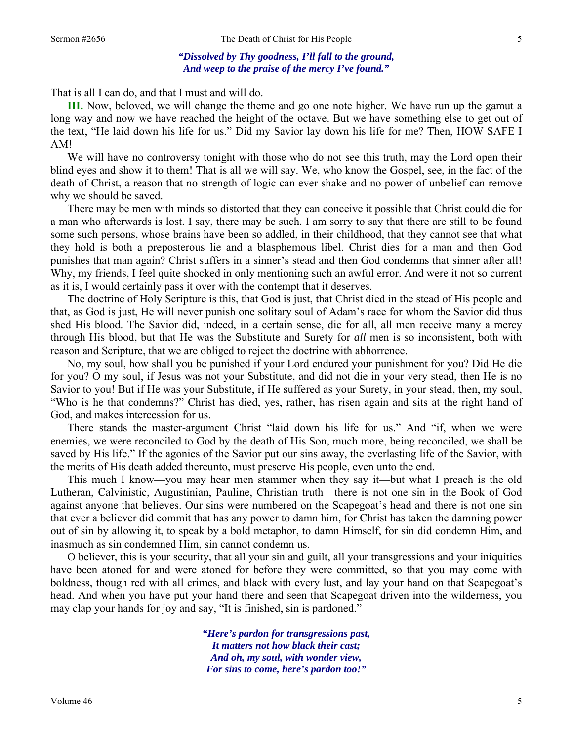*"Dissolved by Thy goodness, I'll fall to the ground,*
*And weep to the praise of the mercy I've found."*

That is all I can do, and that I must and will do.

**III.** Now, beloved, we will change the theme and go one note higher. We have run up the gamut a long way and now we have reached the height of the octave. But we have something else to get out of the text, "He laid down his life for us." Did my Savior lay down his life for me? Then, HOW SAFE I AM!

We will have no controversy tonight with those who do not see this truth, may the Lord open their blind eyes and show it to them! That is all we will say. We, who know the Gospel, see, in the fact of the death of Christ, a reason that no strength of logic can ever shake and no power of unbelief can remove why we should be saved.

There may be men with minds so distorted that they can conceive it possible that Christ could die for a man who afterwards is lost. I say, there may be such. I am sorry to say that there are still to be found some such persons, whose brains have been so addled, in their childhood, that they cannot see that what they hold is both a preposterous lie and a blasphemous libel. Christ dies for a man and then God punishes that man again? Christ suffers in a sinner's stead and then God condemns that sinner after all! Why, my friends, I feel quite shocked in only mentioning such an awful error. And were it not so current as it is, I would certainly pass it over with the contempt that it deserves.

The doctrine of Holy Scripture is this, that God is just, that Christ died in the stead of His people and that, as God is just, He will never punish one solitary soul of Adam's race for whom the Savior did thus shed His blood. The Savior did, indeed, in a certain sense, die for all, all men receive many a mercy through His blood, but that He was the Substitute and Surety for *all* men is so inconsistent, both with reason and Scripture, that we are obliged to reject the doctrine with abhorrence.

No, my soul, how shall you be punished if your Lord endured your punishment for you? Did He die for you? O my soul, if Jesus was not your Substitute, and did not die in your very stead, then He is no Savior to you! But if He was your Substitute, if He suffered as your Surety, in your stead, then, my soul, "Who is he that condemns?" Christ has died, yes, rather, has risen again and sits at the right hand of God, and makes intercession for us.

There stands the master-argument Christ "laid down his life for us." And "if, when we were enemies, we were reconciled to God by the death of His Son, much more, being reconciled, we shall be saved by His life." If the agonies of the Savior put our sins away, the everlasting life of the Savior, with the merits of His death added thereunto, must preserve His people, even unto the end.

This much I know—you may hear men stammer when they say it—but what I preach is the old Lutheran, Calvinistic, Augustinian, Pauline, Christian truth—there is not one sin in the Book of God against anyone that believes. Our sins were numbered on the Scapegoat's head and there is not one sin that ever a believer did commit that has any power to damn him, for Christ has taken the damning power out of sin by allowing it, to speak by a bold metaphor, to damn Himself, for sin did condemn Him, and inasmuch as sin condemned Him, sin cannot condemn us.

O believer, this is your security, that all your sin and guilt, all your transgressions and your iniquities have been atoned for and were atoned for before they were committed, so that you may come with boldness, though red with all crimes, and black with every lust, and lay your hand on that Scapegoat's head. And when you have put your hand there and seen that Scapegoat driven into the wilderness, you may clap your hands for joy and say, "It is finished, sin is pardoned."

*"Here's pardon for transgressions past,*
*It matters not how black their cast;*
*And oh, my soul, with wonder view,*
*For sins to come, here's pardon too!"*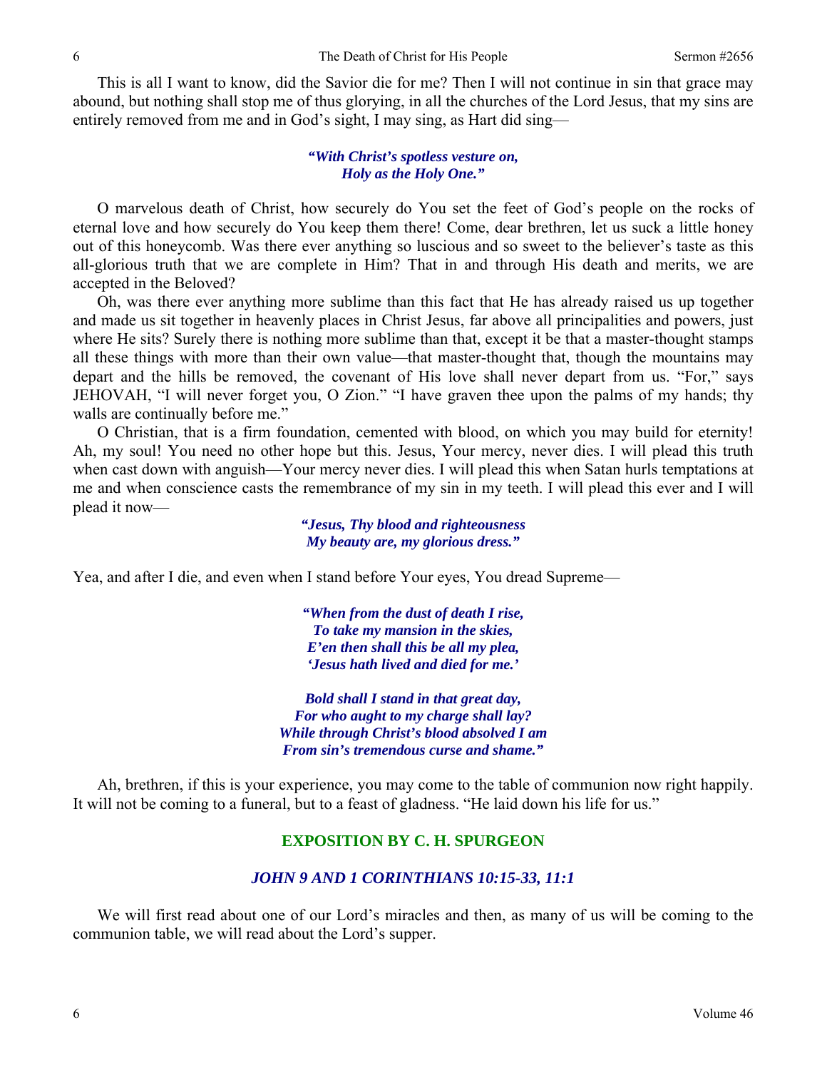This is all I want to know, did the Savior die for me? Then I will not continue in sin that grace may abound, but nothing shall stop me of thus glorying, in all the churches of the Lord Jesus, that my sins are entirely removed from me and in God's sight, I may sing, as Hart did sing—

> ***"With Christ's spotless vesture on,***
> ***Holy as the Holy One."***

O marvelous death of Christ, how securely do You set the feet of God's people on the rocks of eternal love and how securely do You keep them there! Come, dear brethren, let us suck a little honey out of this honeycomb. Was there ever anything so luscious and so sweet to the believer's taste as this all-glorious truth that we are complete in Him? That in and through His death and merits, we are accepted in the Beloved?

Oh, was there ever anything more sublime than this fact that He has already raised us up together and made us sit together in heavenly places in Christ Jesus, far above all principalities and powers, just where He sits? Surely there is nothing more sublime than that, except it be that a master-thought stamps all these things with more than their own value—that master-thought that, though the mountains may depart and the hills be removed, the covenant of His love shall never depart from us. "For," says JEHOVAH, "I will never forget you, O Zion." "I have graven thee upon the palms of my hands; thy walls are continually before me."

O Christian, that is a firm foundation, cemented with blood, on which you may build for eternity! Ah, my soul! You need no other hope but this. Jesus, Your mercy, never dies. I will plead this truth when cast down with anguish—Your mercy never dies. I will plead this when Satan hurls temptations at me and when conscience casts the remembrance of my sin in my teeth. I will plead this ever and I will plead it now—

> ***"Jesus, Thy blood and righteousness***
> ***My beauty are, my glorious dress."***

Yea, and after I die, and even when I stand before Your eyes, You dread Supreme—

> ***"When from the dust of death I rise,***
> ***To take my mansion in the skies,***
> ***E'en then shall this be all my plea,***
> ***'Jesus hath lived and died for me.'***
>
> ***Bold shall I stand in that great day,***
> ***For who aught to my charge shall lay?***
> ***While through Christ's blood absolved I am***
> ***From sin's tremendous curse and shame."***

Ah, brethren, if this is your experience, you may come to the table of communion now right happily. It will not be coming to a funeral, but to a feast of gladness. "He laid down his life for us."

## EXPOSITION BY C. H. SPURGEON

### *JOHN 9 AND 1 CORINTHIANS 10:15-33, 11:1*

We will first read about one of our Lord's miracles and then, as many of us will be coming to the communion table, we will read about the Lord's supper.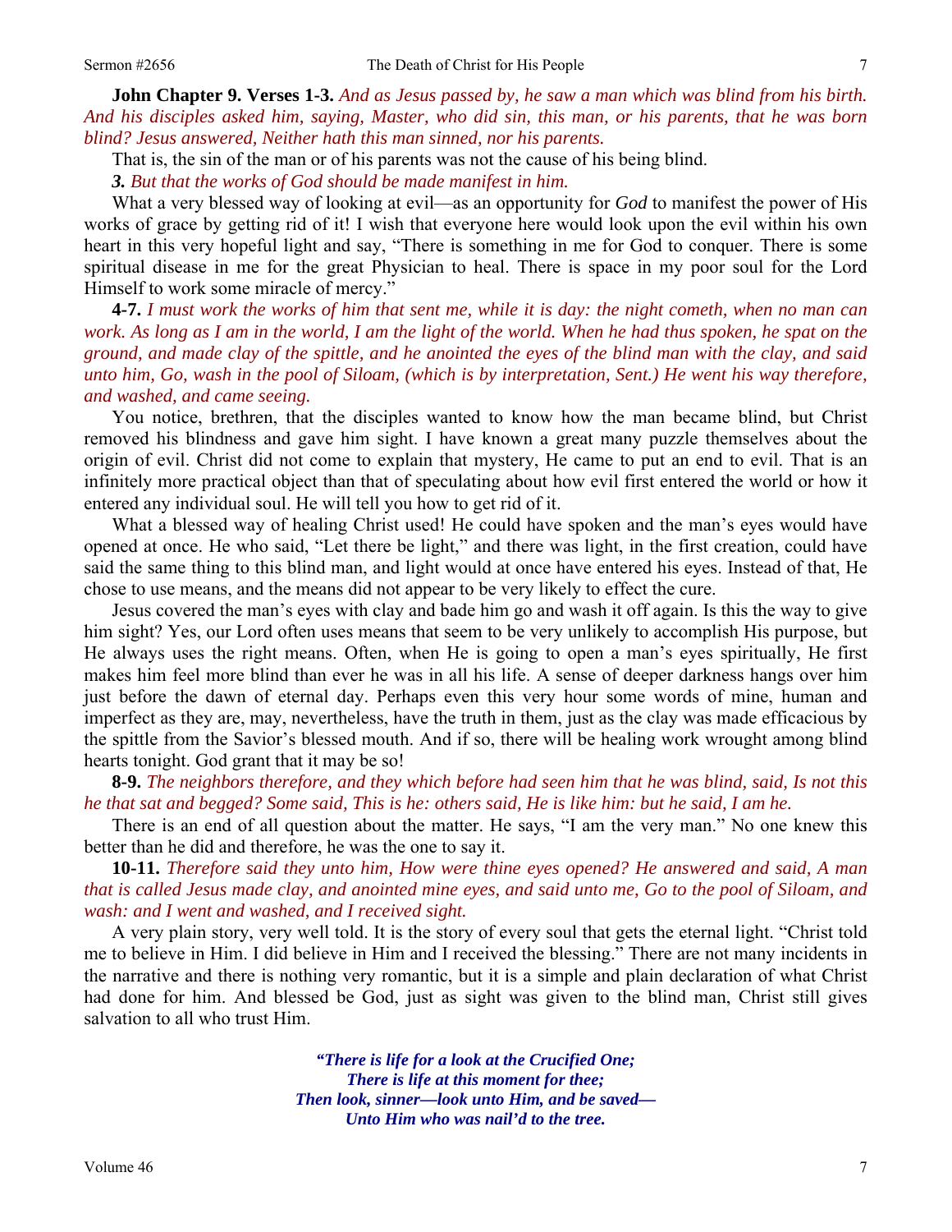**John Chapter 9. Verses 1-3.** *And as Jesus passed by, he saw a man which was blind from his birth. And his disciples asked him, saying, Master, who did sin, this man, or his parents, that he was born blind? Jesus answered, Neither hath this man sinned, nor his parents.*

That is, the sin of the man or of his parents was not the cause of his being blind.

***3.*** *But that the works of God should be made manifest in him.*

What a very blessed way of looking at evil—as an opportunity for *God* to manifest the power of His works of grace by getting rid of it! I wish that everyone here would look upon the evil within his own heart in this very hopeful light and say, "There is something in me for God to conquer. There is some spiritual disease in me for the great Physician to heal. There is space in my poor soul for the Lord Himself to work some miracle of mercy."

**4-7.** *I must work the works of him that sent me, while it is day: the night cometh, when no man can work. As long as I am in the world, I am the light of the world. When he had thus spoken, he spat on the ground, and made clay of the spittle, and he anointed the eyes of the blind man with the clay, and said unto him, Go, wash in the pool of Siloam, (which is by interpretation, Sent.) He went his way therefore, and washed, and came seeing.*

You notice, brethren, that the disciples wanted to know how the man became blind, but Christ removed his blindness and gave him sight. I have known a great many puzzle themselves about the origin of evil. Christ did not come to explain that mystery, He came to put an end to evil. That is an infinitely more practical object than that of speculating about how evil first entered the world or how it entered any individual soul. He will tell you how to get rid of it.

What a blessed way of healing Christ used! He could have spoken and the man's eyes would have opened at once. He who said, "Let there be light," and there was light, in the first creation, could have said the same thing to this blind man, and light would at once have entered his eyes. Instead of that, He chose to use means, and the means did not appear to be very likely to effect the cure.

Jesus covered the man's eyes with clay and bade him go and wash it off again. Is this the way to give him sight? Yes, our Lord often uses means that seem to be very unlikely to accomplish His purpose, but He always uses the right means. Often, when He is going to open a man's eyes spiritually, He first makes him feel more blind than ever he was in all his life. A sense of deeper darkness hangs over him just before the dawn of eternal day. Perhaps even this very hour some words of mine, human and imperfect as they are, may, nevertheless, have the truth in them, just as the clay was made efficacious by the spittle from the Savior's blessed mouth. And if so, there will be healing work wrought among blind hearts tonight. God grant that it may be so!

**8-9.** *The neighbors therefore, and they which before had seen him that he was blind, said, Is not this he that sat and begged? Some said, This is he: others said, He is like him: but he said, I am he.*

There is an end of all question about the matter. He says, "I am the very man." No one knew this better than he did and therefore, he was the one to say it.

**10-11.** *Therefore said they unto him, How were thine eyes opened? He answered and said, A man that is called Jesus made clay, and anointed mine eyes, and said unto me, Go to the pool of Siloam, and wash: and I went and washed, and I received sight.*

A very plain story, very well told. It is the story of every soul that gets the eternal light. "Christ told me to believe in Him. I did believe in Him and I received the blessing." There are not many incidents in the narrative and there is nothing very romantic, but it is a simple and plain declaration of what Christ had done for him. And blessed be God, just as sight was given to the blind man, Christ still gives salvation to all who trust Him.

***"There is life for a look at the Crucified One;***
***There is life at this moment for thee;***
***Then look, sinner—look unto Him, and be saved—***
***Unto Him who was nail'd to the tree.***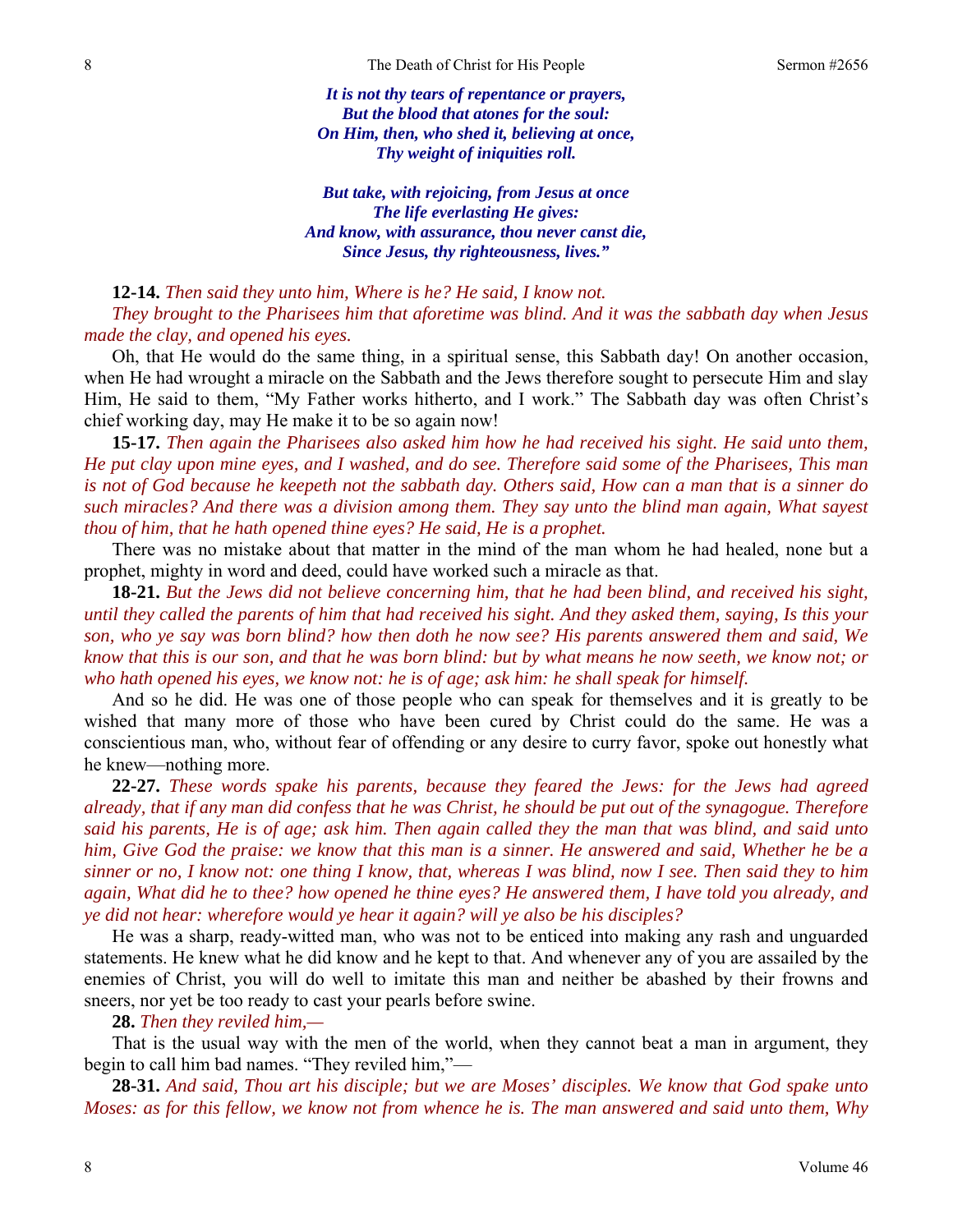*It is not thy tears of repentance or prayers,*
*But the blood that atones for the soul:*
*On Him, then, who shed it, believing at once,*
*Thy weight of iniquities roll.*

*But take, with rejoicing, from Jesus at once*
*The life everlasting He gives:*
*And know, with assurance, thou never canst die,*
*Since Jesus, thy righteousness, lives."*

**12-14.** *Then said they unto him, Where is he? He said, I know not.*

*They brought to the Pharisees him that aforetime was blind. And it was the sabbath day when Jesus made the clay, and opened his eyes.*

Oh, that He would do the same thing, in a spiritual sense, this Sabbath day! On another occasion, when He had wrought a miracle on the Sabbath and the Jews therefore sought to persecute Him and slay Him, He said to them, "My Father works hitherto, and I work." The Sabbath day was often Christ's chief working day, may He make it to be so again now!

**15-17.** *Then again the Pharisees also asked him how he had received his sight. He said unto them, He put clay upon mine eyes, and I washed, and do see. Therefore said some of the Pharisees, This man is not of God because he keepeth not the sabbath day. Others said, How can a man that is a sinner do such miracles? And there was a division among them. They say unto the blind man again, What sayest thou of him, that he hath opened thine eyes? He said, He is a prophet.*

There was no mistake about that matter in the mind of the man whom he had healed, none but a prophet, mighty in word and deed, could have worked such a miracle as that.

**18-21.** *But the Jews did not believe concerning him, that he had been blind, and received his sight, until they called the parents of him that had received his sight. And they asked them, saying, Is this your son, who ye say was born blind? how then doth he now see? His parents answered them and said, We know that this is our son, and that he was born blind: but by what means he now seeth, we know not; or who hath opened his eyes, we know not: he is of age; ask him: he shall speak for himself.*

And so he did. He was one of those people who can speak for themselves and it is greatly to be wished that many more of those who have been cured by Christ could do the same. He was a conscientious man, who, without fear of offending or any desire to curry favor, spoke out honestly what he knew—nothing more.

**22-27.** *These words spake his parents, because they feared the Jews: for the Jews had agreed already, that if any man did confess that he was Christ, he should be put out of the synagogue. Therefore said his parents, He is of age; ask him. Then again called they the man that was blind, and said unto him, Give God the praise: we know that this man is a sinner. He answered and said, Whether he be a sinner or no, I know not: one thing I know, that, whereas I was blind, now I see. Then said they to him again, What did he to thee? how opened he thine eyes? He answered them, I have told you already, and ye did not hear: wherefore would ye hear it again? will ye also be his disciples?*

He was a sharp, ready-witted man, who was not to be enticed into making any rash and unguarded statements. He knew what he did know and he kept to that. And whenever any of you are assailed by the enemies of Christ, you will do well to imitate this man and neither be abashed by their frowns and sneers, nor yet be too ready to cast your pearls before swine.

**28.** *Then they reviled him,—*

That is the usual way with the men of the world, when they cannot beat a man in argument, they begin to call him bad names. "They reviled him,"—

**28-31.** *And said, Thou art his disciple; but we are Moses' disciples. We know that God spake unto Moses: as for this fellow, we know not from whence he is. The man answered and said unto them, Why*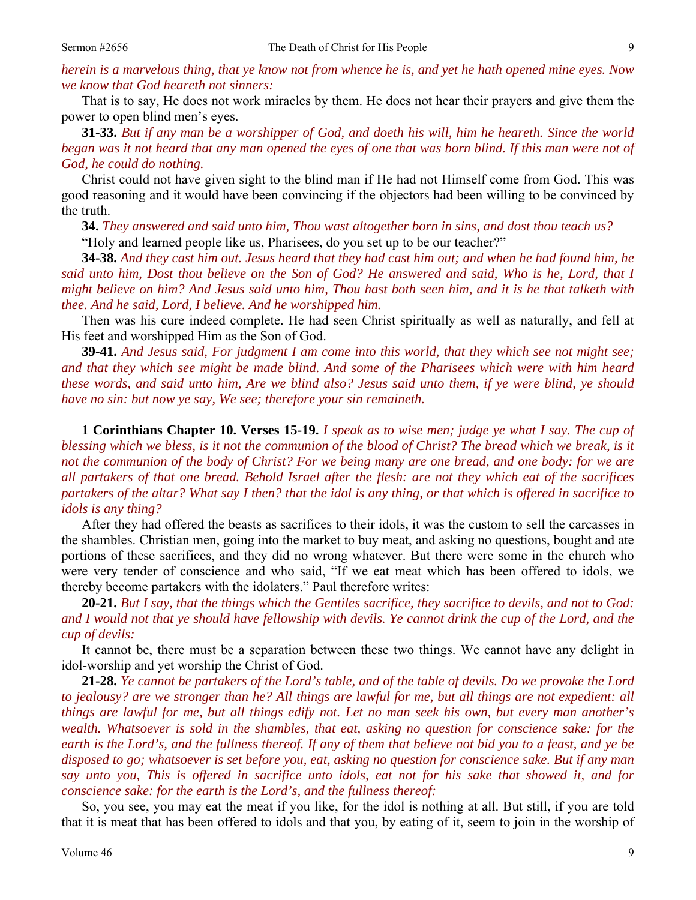*herein is a marvelous thing, that ye know not from whence he is, and yet he hath opened mine eyes. Now we know that God heareth not sinners:*

That is to say, He does not work miracles by them. He does not hear their prayers and give them the power to open blind men's eyes.

**31-33.** *But if any man be a worshipper of God, and doeth his will, him he heareth. Since the world began was it not heard that any man opened the eyes of one that was born blind. If this man were not of God, he could do nothing.*

Christ could not have given sight to the blind man if He had not Himself come from God. This was good reasoning and it would have been convincing if the objectors had been willing to be convinced by the truth.

**34.** *They answered and said unto him, Thou wast altogether born in sins, and dost thou teach us?*

"Holy and learned people like us, Pharisees, do you set up to be our teacher?"

**34-38.** *And they cast him out. Jesus heard that they had cast him out; and when he had found him, he said unto him, Dost thou believe on the Son of God? He answered and said, Who is he, Lord, that I might believe on him? And Jesus said unto him, Thou hast both seen him, and it is he that talketh with thee. And he said, Lord, I believe. And he worshipped him.*

Then was his cure indeed complete. He had seen Christ spiritually as well as naturally, and fell at His feet and worshipped Him as the Son of God.

**39-41.** *And Jesus said, For judgment I am come into this world, that they which see not might see; and that they which see might be made blind. And some of the Pharisees which were with him heard these words, and said unto him, Are we blind also? Jesus said unto them, if ye were blind, ye should have no sin: but now ye say, We see; therefore your sin remaineth.*

**1 Corinthians Chapter 10. Verses 15-19.** *I speak as to wise men; judge ye what I say. The cup of blessing which we bless, is it not the communion of the blood of Christ? The bread which we break, is it not the communion of the body of Christ? For we being many are one bread, and one body: for we are all partakers of that one bread. Behold Israel after the flesh: are not they which eat of the sacrifices partakers of the altar? What say I then? that the idol is any thing, or that which is offered in sacrifice to idols is any thing?*

After they had offered the beasts as sacrifices to their idols, it was the custom to sell the carcasses in the shambles. Christian men, going into the market to buy meat, and asking no questions, bought and ate portions of these sacrifices, and they did no wrong whatever. But there were some in the church who were very tender of conscience and who said, "If we eat meat which has been offered to idols, we thereby become partakers with the idolaters." Paul therefore writes:

**20-21.** *But I say, that the things which the Gentiles sacrifice, they sacrifice to devils, and not to God: and I would not that ye should have fellowship with devils. Ye cannot drink the cup of the Lord, and the cup of devils:*

It cannot be, there must be a separation between these two things. We cannot have any delight in idol-worship and yet worship the Christ of God.

**21-28.** *Ye cannot be partakers of the Lord's table, and of the table of devils. Do we provoke the Lord to jealousy? are we stronger than he? All things are lawful for me, but all things are not expedient: all things are lawful for me, but all things edify not. Let no man seek his own, but every man another's wealth. Whatsoever is sold in the shambles, that eat, asking no question for conscience sake: for the earth is the Lord's, and the fullness thereof. If any of them that believe not bid you to a feast, and ye be disposed to go; whatsoever is set before you, eat, asking no question for conscience sake. But if any man say unto you, This is offered in sacrifice unto idols, eat not for his sake that showed it, and for conscience sake: for the earth is the Lord's, and the fullness thereof:*

So, you see, you may eat the meat if you like, for the idol is nothing at all. But still, if you are told that it is meat that has been offered to idols and that you, by eating of it, seem to join in the worship of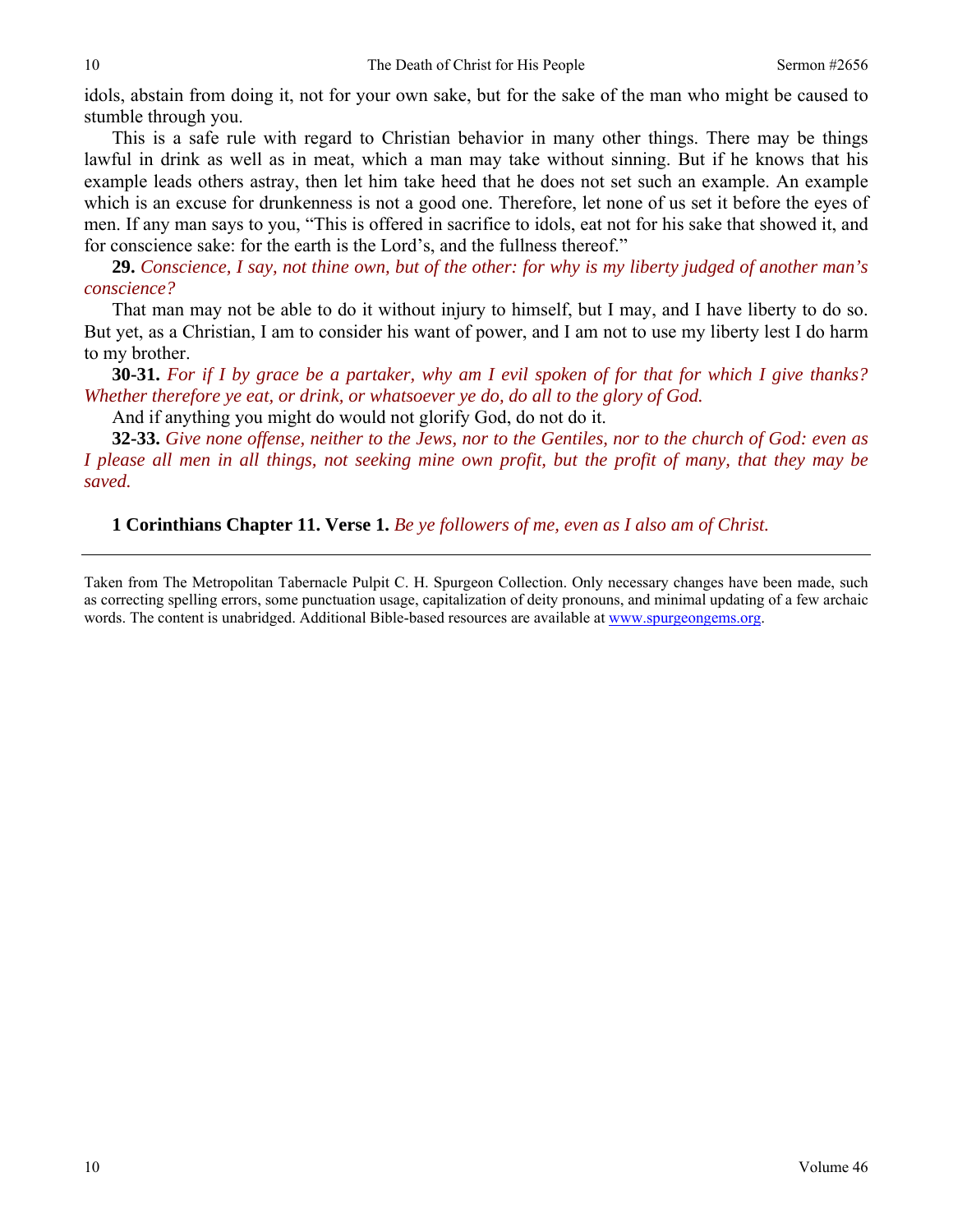idols, abstain from doing it, not for your own sake, but for the sake of the man who might be caused to stumble through you.

This is a safe rule with regard to Christian behavior in many other things. There may be things lawful in drink as well as in meat, which a man may take without sinning. But if he knows that his example leads others astray, then let him take heed that he does not set such an example. An example which is an excuse for drunkenness is not a good one. Therefore, let none of us set it before the eyes of men. If any man says to you, "This is offered in sacrifice to idols, eat not for his sake that showed it, and for conscience sake: for the earth is the Lord's, and the fullness thereof."

**29.** *Conscience, I say, not thine own, but of the other: for why is my liberty judged of another man's conscience?*

That man may not be able to do it without injury to himself, but I may, and I have liberty to do so. But yet, as a Christian, I am to consider his want of power, and I am not to use my liberty lest I do harm to my brother.

**30-31.** *For if I by grace be a partaker, why am I evil spoken of for that for which I give thanks? Whether therefore ye eat, or drink, or whatsoever ye do, do all to the glory of God.*

And if anything you might do would not glorify God, do not do it.

**32-33.** *Give none offense, neither to the Jews, nor to the Gentiles, nor to the church of God: even as I please all men in all things, not seeking mine own profit, but the profit of many, that they may be saved.*

**1 Corinthians Chapter 11. Verse 1.** *Be ye followers of me, even as I also am of Christ.*

---

Taken from The Metropolitan Tabernacle Pulpit C. H. Spurgeon Collection. Only necessary changes have been made, such as correcting spelling errors, some punctuation usage, capitalization of deity pronouns, and minimal updating of a few archaic words. The content is unabridged. Additional Bible-based resources are available at www.spurgeongems.org.